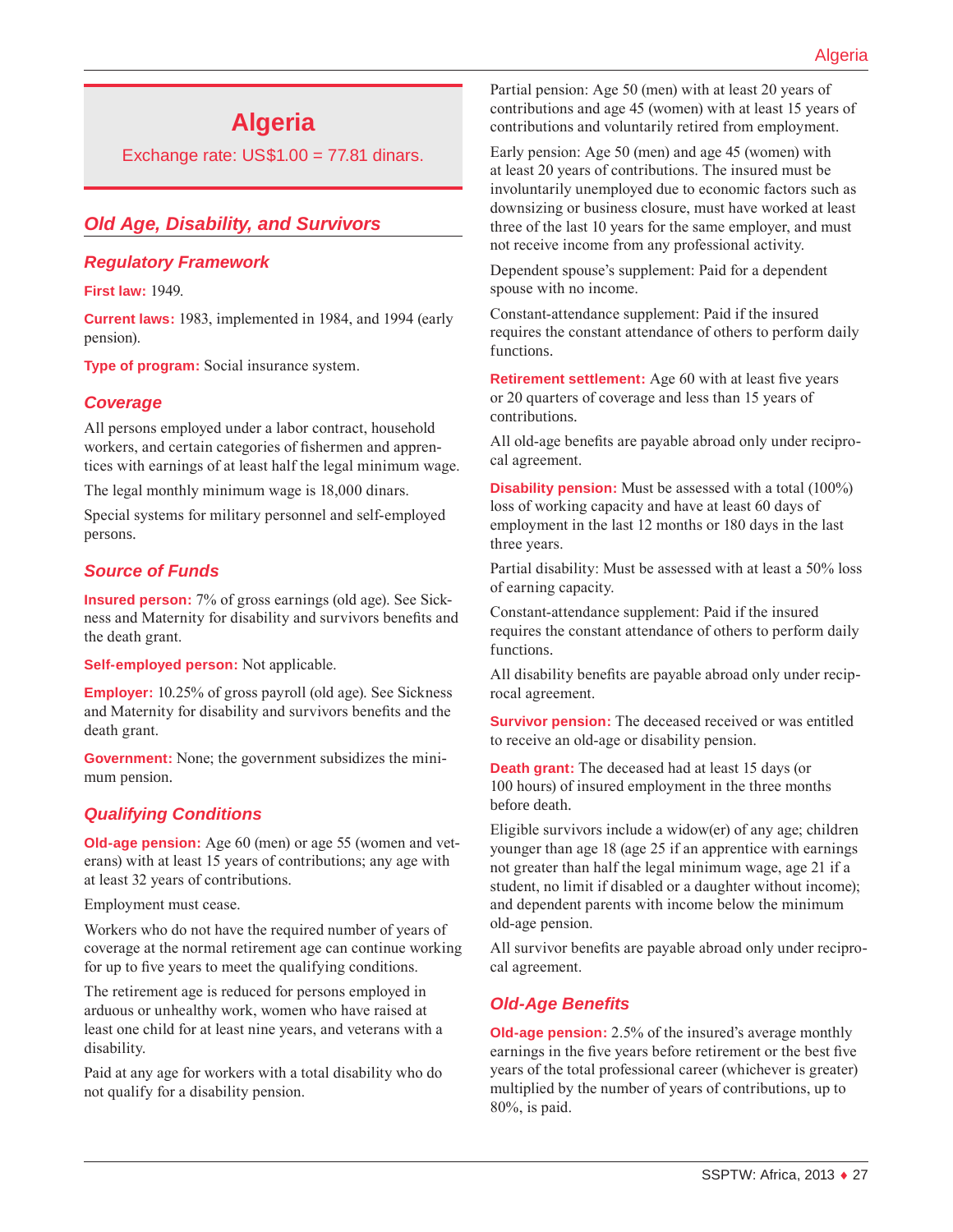# Algeria

Exchange rate: US$1.00 = 77.81 dinars.

## Old Age, Disability, and Survivors

### Regulatory Framework

**First law:** 1949.

**Current laws:** 1983, implemented in 1984, and 1994 (early pension).

**Type of program:** Social insurance system.

### Coverage

All persons employed under a labor contract, household workers, and certain categories of fishermen and apprentices with earnings of at least half the legal minimum wage.

The legal monthly minimum wage is 18,000 dinars.

Special systems for military personnel and self-employed persons.

### Source of Funds

**Insured person:** 7% of gross earnings (old age). See Sickness and Maternity for disability and survivors benefits and the death grant.

**Self-employed person:** Not applicable.

**Employer:** 10.25% of gross payroll (old age). See Sickness and Maternity for disability and survivors benefits and the death grant.

**Government:** None; the government subsidizes the minimum pension.

### Qualifying Conditions

**Old-age pension:** Age 60 (men) or age 55 (women and veterans) with at least 15 years of contributions; any age with at least 32 years of contributions.

Employment must cease.

Workers who do not have the required number of years of coverage at the normal retirement age can continue working for up to five years to meet the qualifying conditions.

The retirement age is reduced for persons employed in arduous or unhealthy work, women who have raised at least one child for at least nine years, and veterans with a disability.

Paid at any age for workers with a total disability who do not qualify for a disability pension.

Partial pension: Age 50 (men) with at least 20 years of contributions and age 45 (women) with at least 15 years of contributions and voluntarily retired from employment.

Early pension: Age 50 (men) and age 45 (women) with at least 20 years of contributions. The insured must be involuntarily unemployed due to economic factors such as downsizing or business closure, must have worked at least three of the last 10 years for the same employer, and must not receive income from any professional activity.

Dependent spouse's supplement: Paid for a dependent spouse with no income.

Constant-attendance supplement: Paid if the insured requires the constant attendance of others to perform daily functions.

**Retirement settlement:** Age 60 with at least five years or 20 quarters of coverage and less than 15 years of contributions.

All old-age benefits are payable abroad only under reciprocal agreement.

**Disability pension:** Must be assessed with a total (100%) loss of working capacity and have at least 60 days of employment in the last 12 months or 180 days in the last three years.

Partial disability: Must be assessed with at least a 50% loss of earning capacity.

Constant-attendance supplement: Paid if the insured requires the constant attendance of others to perform daily functions.

All disability benefits are payable abroad only under reciprocal agreement.

**Survivor pension:** The deceased received or was entitled to receive an old-age or disability pension.

**Death grant:** The deceased had at least 15 days (or 100 hours) of insured employment in the three months before death.

Eligible survivors include a widow(er) of any age; children younger than age 18 (age 25 if an apprentice with earnings not greater than half the legal minimum wage, age 21 if a student, no limit if disabled or a daughter without income); and dependent parents with income below the minimum old-age pension.

All survivor benefits are payable abroad only under reciprocal agreement.

### Old-Age Benefits

**Old-age pension:** 2.5% of the insured's average monthly earnings in the five years before retirement or the best five years of the total professional career (whichever is greater) multiplied by the number of years of contributions, up to 80%, is paid.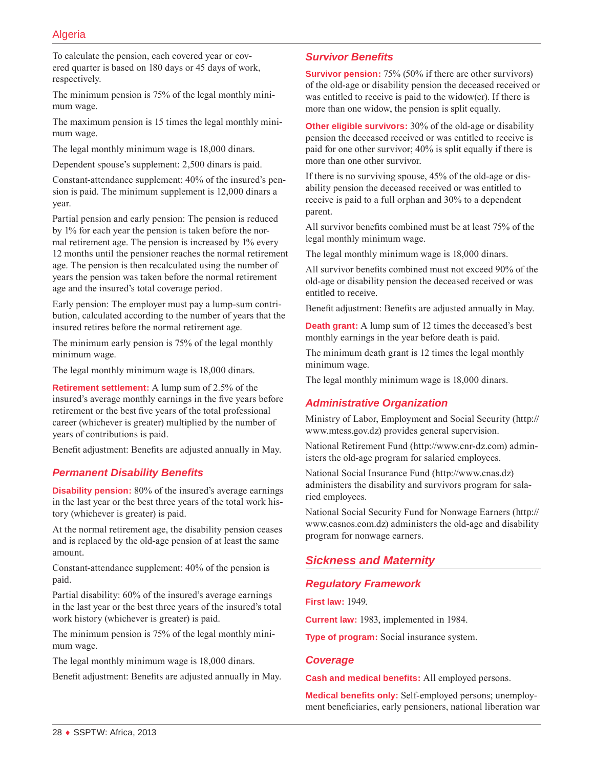To calculate the pension, each covered year or covered quarter is based on 180 days or 45 days of work, respectively.

The minimum pension is 75% of the legal monthly minimum wage.

The maximum pension is 15 times the legal monthly minimum wage.

The legal monthly minimum wage is 18,000 dinars.

Dependent spouse's supplement: 2,500 dinars is paid.

Constant-attendance supplement: 40% of the insured's pension is paid. The minimum supplement is 12,000 dinars a year.

Partial pension and early pension: The pension is reduced by 1% for each year the pension is taken before the normal retirement age. The pension is increased by 1% every 12 months until the pensioner reaches the normal retirement age. The pension is then recalculated using the number of years the pension was taken before the normal retirement age and the insured's total coverage period.

Early pension: The employer must pay a lump-sum contribution, calculated according to the number of years that the insured retires before the normal retirement age.

The minimum early pension is 75% of the legal monthly minimum wage.

The legal monthly minimum wage is 18,000 dinars.

**Retirement settlement:** A lump sum of 2.5% of the insured's average monthly earnings in the five years before retirement or the best five years of the total professional career (whichever is greater) multiplied by the number of years of contributions is paid.

Benefit adjustment: Benefits are adjusted annually in May.

### Permanent Disability Benefits

**Disability pension:** 80% of the insured's average earnings in the last year or the best three years of the total work history (whichever is greater) is paid.

At the normal retirement age, the disability pension ceases and is replaced by the old-age pension of at least the same amount.

Constant-attendance supplement: 40% of the pension is paid.

Partial disability: 60% of the insured's average earnings in the last year or the best three years of the insured's total work history (whichever is greater) is paid.

The minimum pension is 75% of the legal monthly minimum wage.

The legal monthly minimum wage is 18,000 dinars.

Benefit adjustment: Benefits are adjusted annually in May.

### Survivor Benefits

**Survivor pension:** 75% (50% if there are other survivors) of the old-age or disability pension the deceased received or was entitled to receive is paid to the widow(er). If there is more than one widow, the pension is split equally.

**Other eligible survivors:** 30% of the old-age or disability pension the deceased received or was entitled to receive is paid for one other survivor; 40% is split equally if there is more than one other survivor.

If there is no surviving spouse, 45% of the old-age or disability pension the deceased received or was entitled to receive is paid to a full orphan and 30% to a dependent parent.

All survivor benefits combined must be at least 75% of the legal monthly minimum wage.

The legal monthly minimum wage is 18,000 dinars.

All survivor benefits combined must not exceed 90% of the old-age or disability pension the deceased received or was entitled to receive.

Benefit adjustment: Benefits are adjusted annually in May.

**Death grant:** A lump sum of 12 times the deceased's best monthly earnings in the year before death is paid.

The minimum death grant is 12 times the legal monthly minimum wage.

The legal monthly minimum wage is 18,000 dinars.

### Administrative Organization

Ministry of Labor, Employment and Social Security (http://www.mtess.gov.dz) provides general supervision.

National Retirement Fund (http://www.cnr-dz.com) administers the old-age program for salaried employees.

National Social Insurance Fund (http://www.cnas.dz) administers the disability and survivors program for salaried employees.

National Social Security Fund for Nonwage Earners (http://www.casnos.com.dz) administers the old-age and disability program for nonwage earners.

## Sickness and Maternity

### Regulatory Framework

**First law:** 1949.

**Current law:** 1983, implemented in 1984.

**Type of program:** Social insurance system.

### Coverage

**Cash and medical benefits:** All employed persons.

**Medical benefits only:** Self-employed persons; unemployment beneficiaries, early pensioners, national liberation war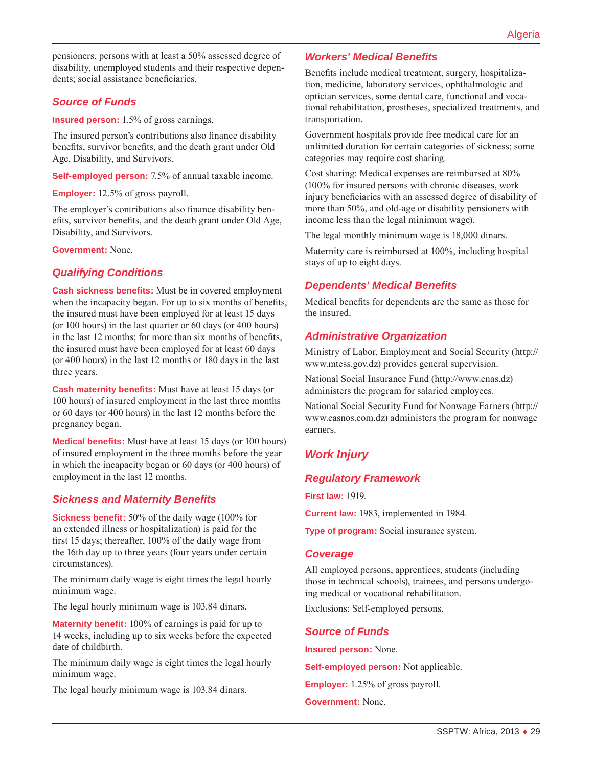pensioners, persons with at least a 50% assessed degree of disability, unemployed students and their respective dependents; social assistance beneficiaries.

### Source of Funds

**Insured person:** 1.5% of gross earnings.

The insured person's contributions also finance disability benefits, survivor benefits, and the death grant under Old Age, Disability, and Survivors.

**Self-employed person:** 7.5% of annual taxable income.

**Employer:** 12.5% of gross payroll.

The employer's contributions also finance disability benefits, survivor benefits, and the death grant under Old Age, Disability, and Survivors.

**Government:** None.

### Qualifying Conditions

**Cash sickness benefits:** Must be in covered employment when the incapacity began. For up to six months of benefits, the insured must have been employed for at least 15 days (or 100 hours) in the last quarter or 60 days (or 400 hours) in the last 12 months; for more than six months of benefits, the insured must have been employed for at least 60 days (or 400 hours) in the last 12 months or 180 days in the last three years.

**Cash maternity benefits:** Must have at least 15 days (or 100 hours) of insured employment in the last three months or 60 days (or 400 hours) in the last 12 months before the pregnancy began.

**Medical benefits:** Must have at least 15 days (or 100 hours) of insured employment in the three months before the year in which the incapacity began or 60 days (or 400 hours) of employment in the last 12 months.

### Sickness and Maternity Benefits

**Sickness benefit:** 50% of the daily wage (100% for an extended illness or hospitalization) is paid for the first 15 days; thereafter, 100% of the daily wage from the 16th day up to three years (four years under certain circumstances).

The minimum daily wage is eight times the legal hourly minimum wage.

The legal hourly minimum wage is 103.84 dinars.

**Maternity benefit:** 100% of earnings is paid for up to 14 weeks, including up to six weeks before the expected date of childbirth.

The minimum daily wage is eight times the legal hourly minimum wage.

The legal hourly minimum wage is 103.84 dinars.

### Workers' Medical Benefits

Benefits include medical treatment, surgery, hospitalization, medicine, laboratory services, ophthalmologic and optician services, some dental care, functional and vocational rehabilitation, prostheses, specialized treatments, and transportation.

Government hospitals provide free medical care for an unlimited duration for certain categories of sickness; some categories may require cost sharing.

Cost sharing: Medical expenses are reimbursed at 80% (100% for insured persons with chronic diseases, work injury beneficiaries with an assessed degree of disability of more than 50%, and old-age or disability pensioners with income less than the legal minimum wage).

The legal monthly minimum wage is 18,000 dinars.

Maternity care is reimbursed at 100%, including hospital stays of up to eight days.

### Dependents' Medical Benefits

Medical benefits for dependents are the same as those for the insured.

### Administrative Organization

Ministry of Labor, Employment and Social Security (http://www.mtess.gov.dz) provides general supervision.

National Social Insurance Fund (http://www.cnas.dz) administers the program for salaried employees.

National Social Security Fund for Nonwage Earners (http://www.casnos.com.dz) administers the program for nonwage earners.

## Work Injury

### Regulatory Framework

**First law:** 1919.

**Current law:** 1983, implemented in 1984.

**Type of program:** Social insurance system.

### Coverage

All employed persons, apprentices, students (including those in technical schools), trainees, and persons undergoing medical or vocational rehabilitation.

Exclusions: Self-employed persons.

### Source of Funds

**Insured person:** None.

**Self-employed person:** Not applicable.

**Employer:** 1.25% of gross payroll.

**Government:** None.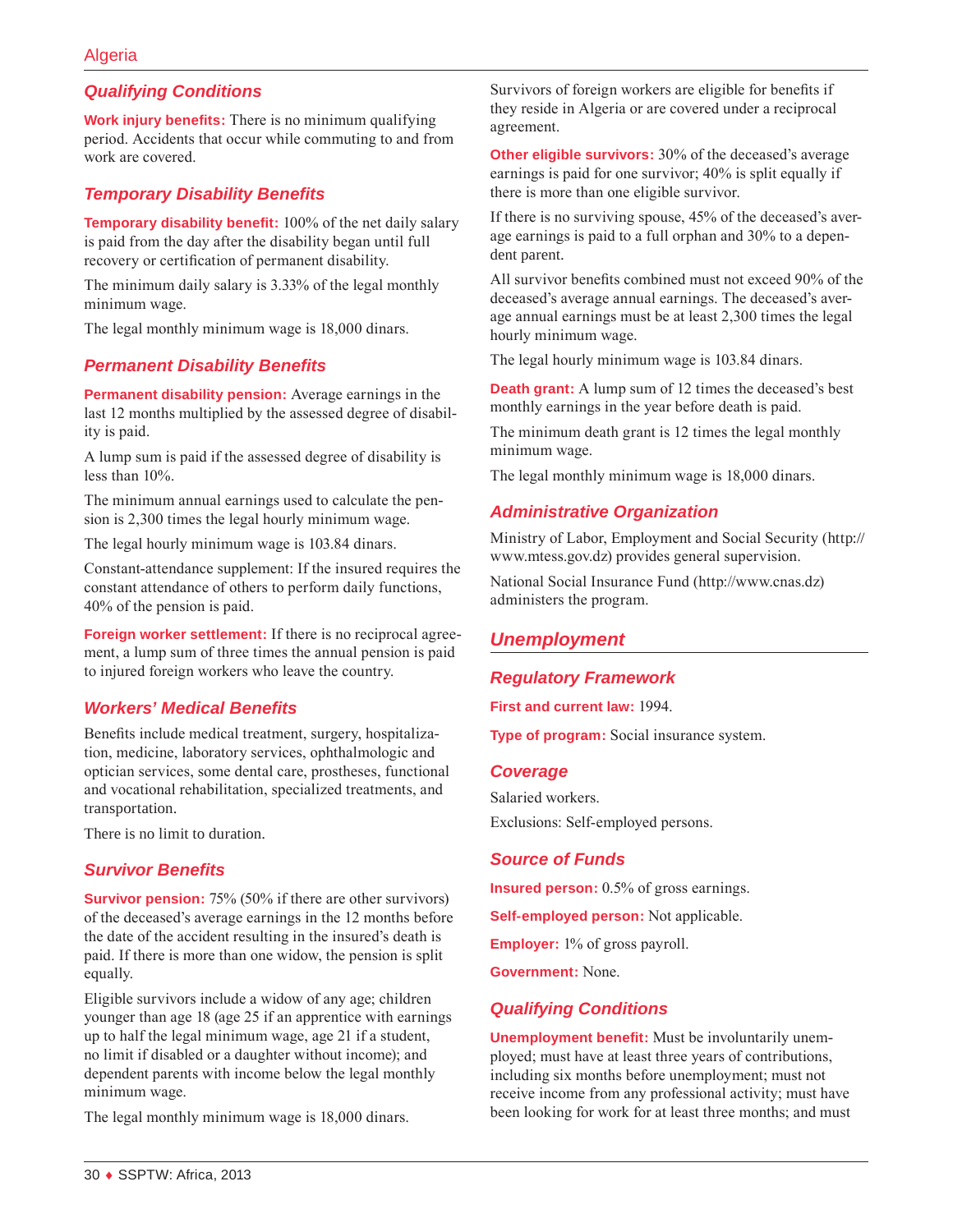### Qualifying Conditions

**Work injury benefits:** There is no minimum qualifying period. Accidents that occur while commuting to and from work are covered.

### Temporary Disability Benefits

**Temporary disability benefit:** 100% of the net daily salary is paid from the day after the disability began until full recovery or certification of permanent disability.

The minimum daily salary is 3.33% of the legal monthly minimum wage.

The legal monthly minimum wage is 18,000 dinars.

### Permanent Disability Benefits

**Permanent disability pension:** Average earnings in the last 12 months multiplied by the assessed degree of disability is paid.

A lump sum is paid if the assessed degree of disability is less than 10%.

The minimum annual earnings used to calculate the pension is 2,300 times the legal hourly minimum wage.

The legal hourly minimum wage is 103.84 dinars.

Constant-attendance supplement: If the insured requires the constant attendance of others to perform daily functions, 40% of the pension is paid.

**Foreign worker settlement:** If there is no reciprocal agreement, a lump sum of three times the annual pension is paid to injured foreign workers who leave the country.

### Workers' Medical Benefits

Benefits include medical treatment, surgery, hospitalization, medicine, laboratory services, ophthalmologic and optician services, some dental care, prostheses, functional and vocational rehabilitation, specialized treatments, and transportation.

There is no limit to duration.

### Survivor Benefits

**Survivor pension:** 75% (50% if there are other survivors) of the deceased's average earnings in the 12 months before the date of the accident resulting in the insured's death is paid. If there is more than one widow, the pension is split equally.

Eligible survivors include a widow of any age; children younger than age 18 (age 25 if an apprentice with earnings up to half the legal minimum wage, age 21 if a student, no limit if disabled or a daughter without income); and dependent parents with income below the legal monthly minimum wage.

The legal monthly minimum wage is 18,000 dinars.

Survivors of foreign workers are eligible for benefits if they reside in Algeria or are covered under a reciprocal agreement.

**Other eligible survivors:** 30% of the deceased's average earnings is paid for one survivor; 40% is split equally if there is more than one eligible survivor.

If there is no surviving spouse, 45% of the deceased's average earnings is paid to a full orphan and 30% to a dependent parent.

All survivor benefits combined must not exceed 90% of the deceased's average annual earnings. The deceased's average annual earnings must be at least 2,300 times the legal hourly minimum wage.

The legal hourly minimum wage is 103.84 dinars.

**Death grant:** A lump sum of 12 times the deceased's best monthly earnings in the year before death is paid.

The minimum death grant is 12 times the legal monthly minimum wage.

The legal monthly minimum wage is 18,000 dinars.

### Administrative Organization

Ministry of Labor, Employment and Social Security (http://www.mtess.gov.dz) provides general supervision.

National Social Insurance Fund (http://www.cnas.dz) administers the program.

## Unemployment

### Regulatory Framework

**First and current law:** 1994.

**Type of program:** Social insurance system.

### Coverage

Salaried workers.

Exclusions: Self-employed persons.

### Source of Funds

**Insured person:** 0.5% of gross earnings.

**Self-employed person:** Not applicable.

**Employer:** 1% of gross payroll.

**Government:** None.

### Qualifying Conditions

**Unemployment benefit:** Must be involuntarily unemployed; must have at least three years of contributions, including six months before unemployment; must not receive income from any professional activity; must have been looking for work for at least three months; and must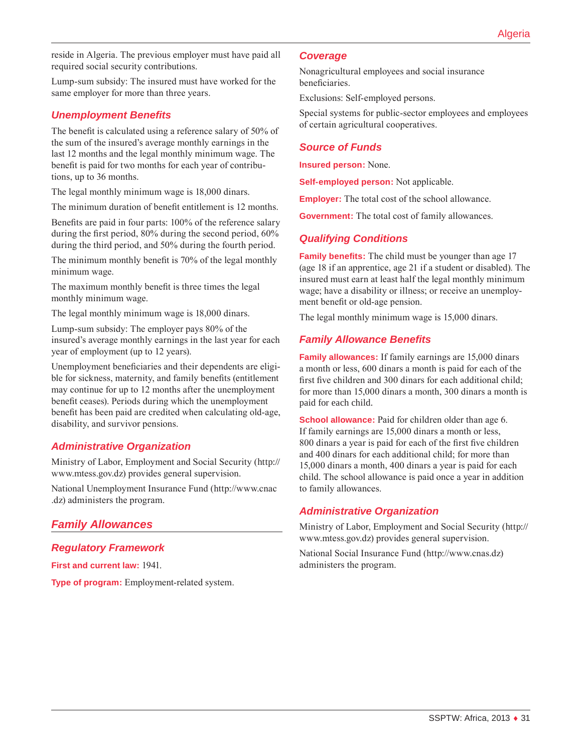reside in Algeria. The previous employer must have paid all required social security contributions.

Lump-sum subsidy: The insured must have worked for the same employer for more than three years.

### Unemployment Benefits

The benefit is calculated using a reference salary of 50% of the sum of the insured's average monthly earnings in the last 12 months and the legal monthly minimum wage. The benefit is paid for two months for each year of contributions, up to 36 months.

The legal monthly minimum wage is 18,000 dinars.

The minimum duration of benefit entitlement is 12 months.

Benefits are paid in four parts: 100% of the reference salary during the first period, 80% during the second period, 60% during the third period, and 50% during the fourth period.

The minimum monthly benefit is 70% of the legal monthly minimum wage.

The maximum monthly benefit is three times the legal monthly minimum wage.

The legal monthly minimum wage is 18,000 dinars.

Lump-sum subsidy: The employer pays 80% of the insured's average monthly earnings in the last year for each year of employment (up to 12 years).

Unemployment beneficiaries and their dependents are eligible for sickness, maternity, and family benefits (entitlement may continue for up to 12 months after the unemployment benefit ceases). Periods during which the unemployment benefit has been paid are credited when calculating old-age, disability, and survivor pensions.

### Administrative Organization

Ministry of Labor, Employment and Social Security (http://www.mtess.gov.dz) provides general supervision.

National Unemployment Insurance Fund (http://www.cnac.dz) administers the program.

## Family Allowances

### Regulatory Framework

**First and current law:** 1941.

**Type of program:** Employment-related system.

### Coverage

Nonagricultural employees and social insurance beneficiaries.

Exclusions: Self-employed persons.

Special systems for public-sector employees and employees of certain agricultural cooperatives.

### Source of Funds

**Insured person:** None.

**Self-employed person:** Not applicable.

**Employer:** The total cost of the school allowance.

**Government:** The total cost of family allowances.

### Qualifying Conditions

**Family benefits:** The child must be younger than age 17 (age 18 if an apprentice, age 21 if a student or disabled). The insured must earn at least half the legal monthly minimum wage; have a disability or illness; or receive an unemployment benefit or old-age pension.

The legal monthly minimum wage is 15,000 dinars.

### Family Allowance Benefits

**Family allowances:** If family earnings are 15,000 dinars a month or less, 600 dinars a month is paid for each of the first five children and 300 dinars for each additional child; for more than 15,000 dinars a month, 300 dinars a month is paid for each child.

**School allowance:** Paid for children older than age 6. If family earnings are 15,000 dinars a month or less, 800 dinars a year is paid for each of the first five children and 400 dinars for each additional child; for more than 15,000 dinars a month, 400 dinars a year is paid for each child. The school allowance is paid once a year in addition to family allowances.

### Administrative Organization

Ministry of Labor, Employment and Social Security (http://www.mtess.gov.dz) provides general supervision.

National Social Insurance Fund (http://www.cnas.dz) administers the program.